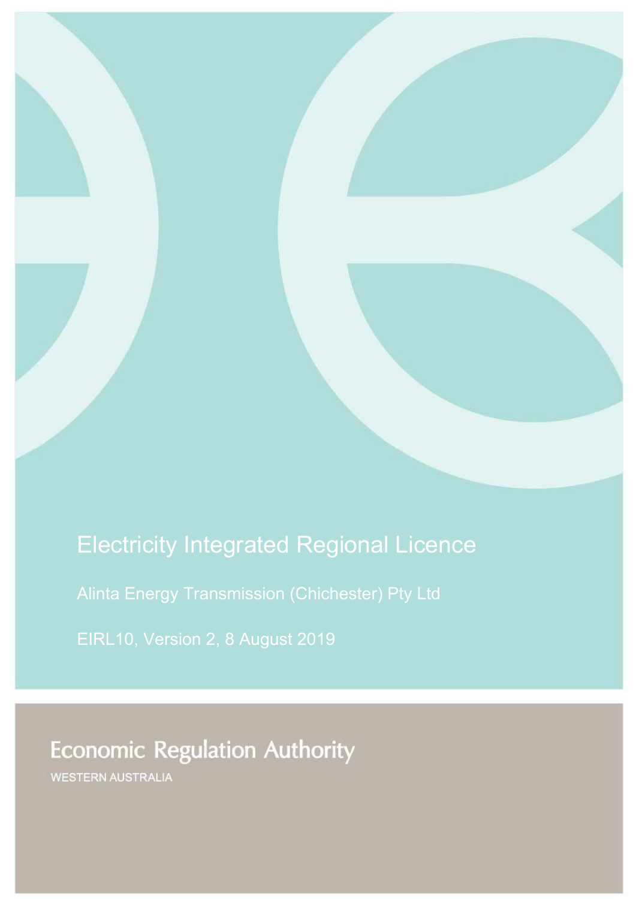# Electricity Integrated Regional Licence

Alinta Energy Transmission (Chichester) Pty Ltd

EIRL10, Version 2, 8 August 2019

Economic Regulation Authority

WESTERN AUSTRALIA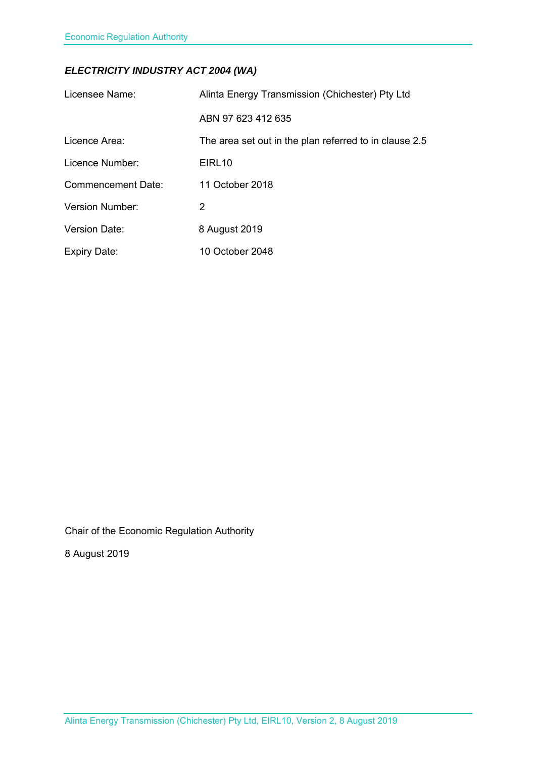***ELECTRICITY INDUSTRY ACT 2004 (WA)***

| | |
|---|---|
| Licensee Name: | Alinta Energy Transmission (Chichester) Pty Ltd |
| | ABN 97 623 412 635 |
| Licence Area: | The area set out in the plan referred to in clause 2.5 |
| Licence Number: | EIRL10 |
| Commencement Date: | 11 October 2018 |
| Version Number: | 2 |
| Version Date: | 8 August 2019 |
| Expiry Date: | 10 October 2048 |

Chair of the Economic Regulation Authority

8 August 2019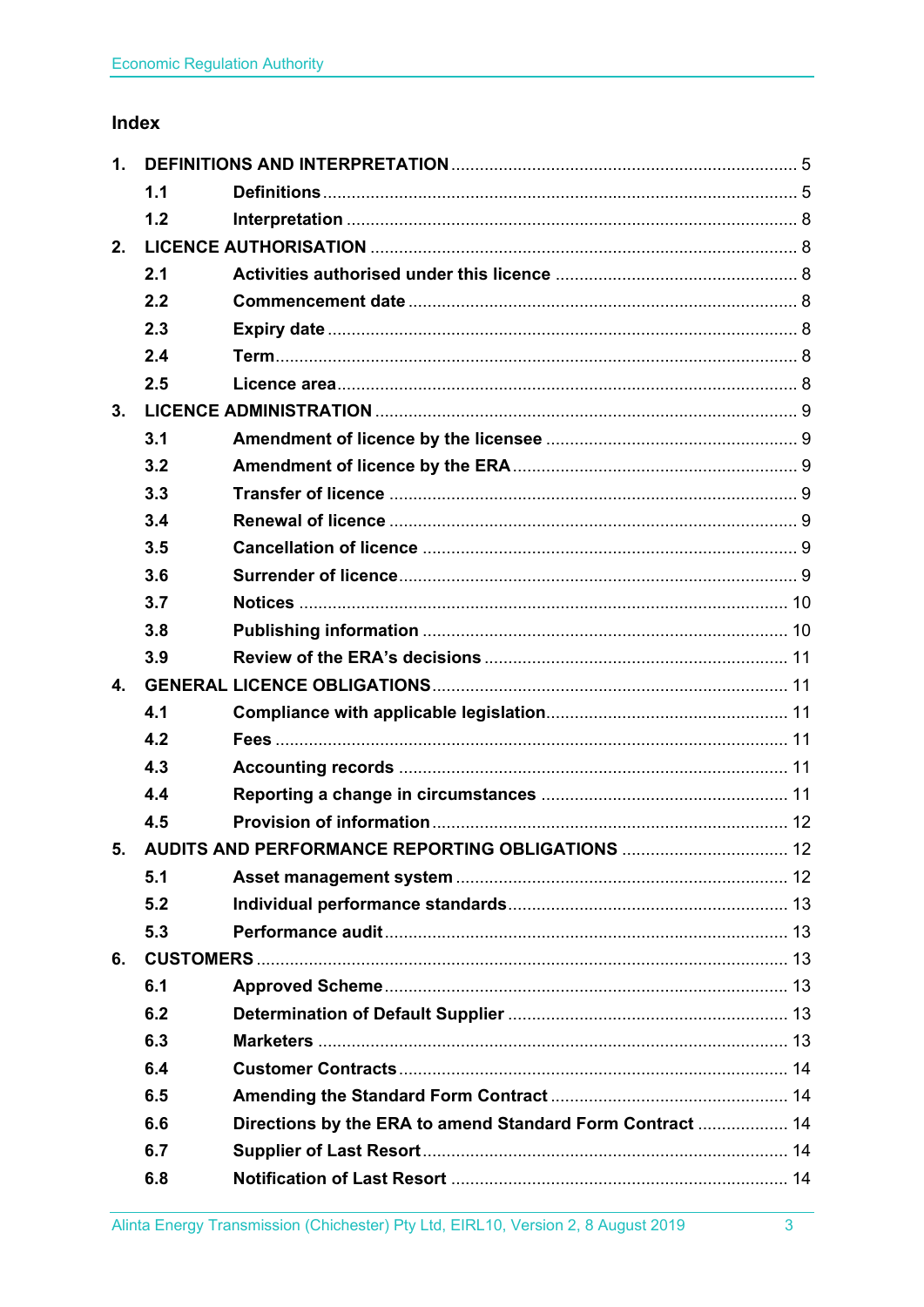## Index

| | | | |
|---|---|---|---|
| **1.** | **DEFINITIONS AND INTERPRETATION** | | 5 |
| | **1.1** | **Definitions** | 5 |
| | **1.2** | **Interpretation** | 8 |
| **2.** | **LICENCE AUTHORISATION** | | 8 |
| | **2.1** | **Activities authorised under this licence** | 8 |
| | **2.2** | **Commencement date** | 8 |
| | **2.3** | **Expiry date** | 8 |
| | **2.4** | **Term** | 8 |
| | **2.5** | **Licence area** | 8 |
| **3.** | **LICENCE ADMINISTRATION** | | 9 |
| | **3.1** | **Amendment of licence by the licensee** | 9 |
| | **3.2** | **Amendment of licence by the ERA** | 9 |
| | **3.3** | **Transfer of licence** | 9 |
| | **3.4** | **Renewal of licence** | 9 |
| | **3.5** | **Cancellation of licence** | 9 |
| | **3.6** | **Surrender of licence** | 9 |
| | **3.7** | **Notices** | 10 |
| | **3.8** | **Publishing information** | 10 |
| | **3.9** | **Review of the ERA's decisions** | 11 |
| **4.** | **GENERAL LICENCE OBLIGATIONS** | | 11 |
| | **4.1** | **Compliance with applicable legislation** | 11 |
| | **4.2** | **Fees** | 11 |
| | **4.3** | **Accounting records** | 11 |
| | **4.4** | **Reporting a change in circumstances** | 11 |
| | **4.5** | **Provision of information** | 12 |
| **5.** | **AUDITS AND PERFORMANCE REPORTING OBLIGATIONS** | | 12 |
| | **5.1** | **Asset management system** | 12 |
| | **5.2** | **Individual performance standards** | 13 |
| | **5.3** | **Performance audit** | 13 |
| **6.** | **CUSTOMERS** | | 13 |
| | **6.1** | **Approved Scheme** | 13 |
| | **6.2** | **Determination of Default Supplier** | 13 |
| | **6.3** | **Marketers** | 13 |
| | **6.4** | **Customer Contracts** | 14 |
| | **6.5** | **Amending the Standard Form Contract** | 14 |
| | **6.6** | **Directions by the ERA to amend Standard Form Contract** | 14 |
| | **6.7** | **Supplier of Last Resort** | 14 |
| | **6.8** | **Notification of Last Resort** | 14 |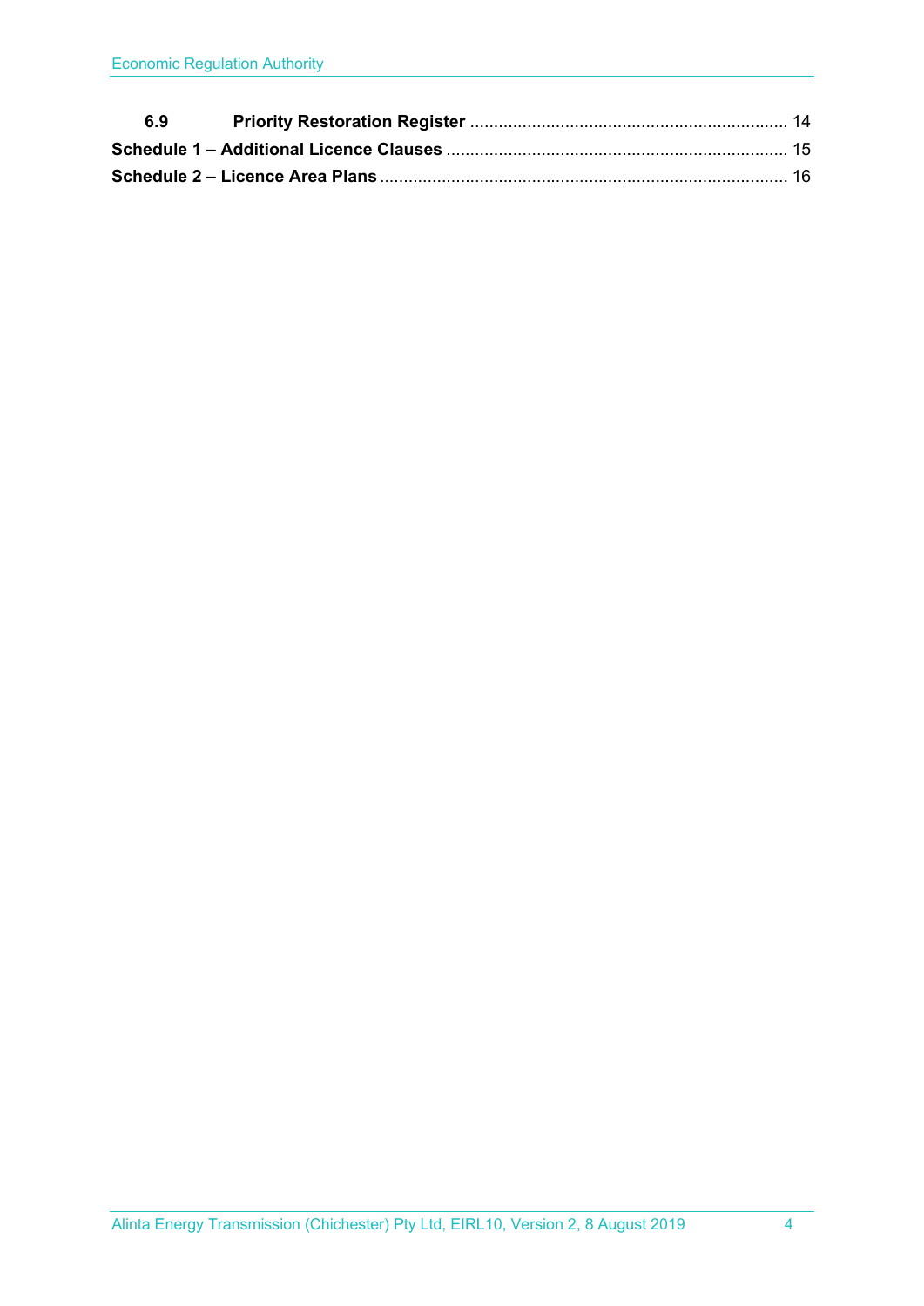| | | |
|---|---|---|
| **6.9** | **Priority Restoration Register** | 14 |
| **Schedule 1 – Additional Licence Clauses** | | 15 |
| **Schedule 2 – Licence Area Plans** | | 16 |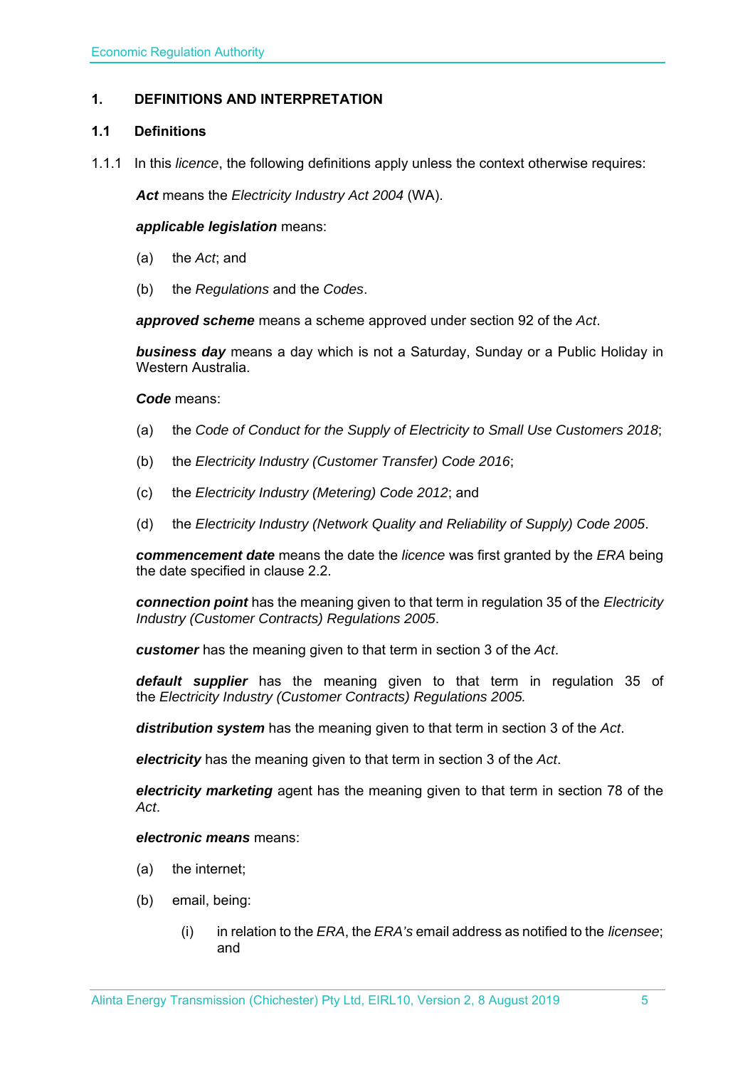# 1. DEFINITIONS AND INTERPRETATION

## 1.1 Definitions

1.1.1 In this *licence*, the following definitions apply unless the context otherwise requires:

***Act*** means the *Electricity Industry Act 2004* (WA).

***applicable legislation*** means:

(a) the *Act*; and

(b) the *Regulations* and the *Codes*.

***approved scheme*** means a scheme approved under section 92 of the *Act*.

***business day*** means a day which is not a Saturday, Sunday or a Public Holiday in Western Australia.

***Code*** means:

(a) the *Code of Conduct for the Supply of Electricity to Small Use Customers 2018*;

(b) the *Electricity Industry (Customer Transfer) Code 2016*;

(c) the *Electricity Industry (Metering) Code 2012*; and

(d) the *Electricity Industry (Network Quality and Reliability of Supply) Code 2005*.

***commencement date*** means the date the *licence* was first granted by the *ERA* being the date specified in clause 2.2.

***connection point*** has the meaning given to that term in regulation 35 of the *Electricity Industry (Customer Contracts) Regulations 2005*.

***customer*** has the meaning given to that term in section 3 of the *Act*.

***default supplier*** has the meaning given to that term in regulation 35 of the *Electricity Industry (Customer Contracts) Regulations 2005.*

***distribution system*** has the meaning given to that term in section 3 of the *Act*.

***electricity*** has the meaning given to that term in section 3 of the *Act*.

***electricity marketing*** agent has the meaning given to that term in section 78 of the *Act*.

***electronic means*** means:

(a) the internet;

(b) email, being:

(i) in relation to the *ERA*, the *ERA's* email address as notified to the *licensee*; and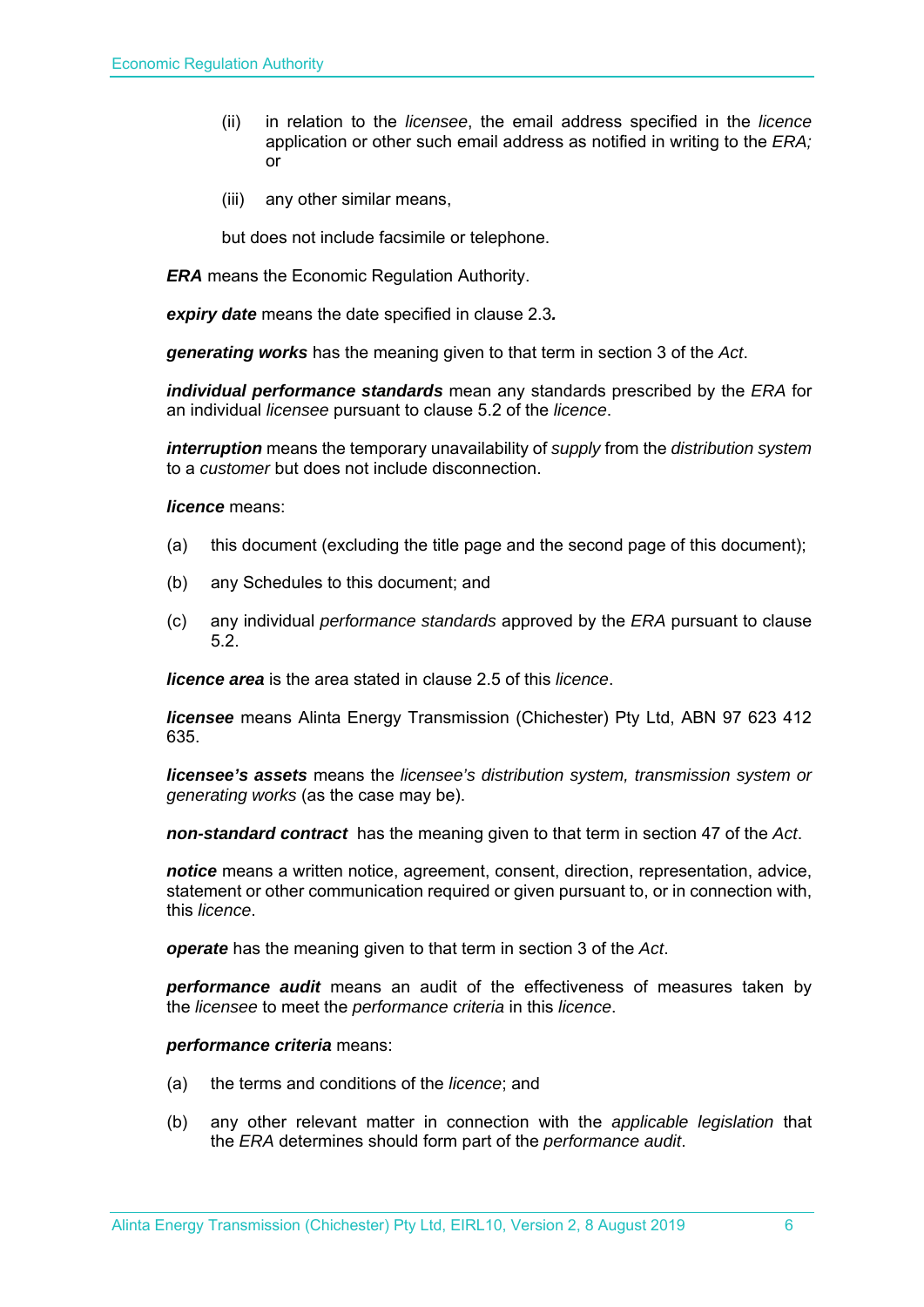(ii) in relation to the *licensee*, the email address specified in the *licence* application or other such email address as notified in writing to the *ERA;* or

(iii) any other similar means,

but does not include facsimile or telephone.

***ERA*** means the Economic Regulation Authority.

***expiry date*** means the date specified in clause 2.3**.**

***generating works*** has the meaning given to that term in section 3 of the *Act*.

***individual performance standards*** mean any standards prescribed by the *ERA* for an individual *licensee* pursuant to clause 5.2 of the *licence*.

***interruption*** means the temporary unavailability of *supply* from the *distribution system* to a *customer* but does not include disconnection.

***licence*** means:

(a) this document (excluding the title page and the second page of this document);

(b) any Schedules to this document; and

(c) any individual *performance standards* approved by the *ERA* pursuant to clause 5.2.

***licence area*** is the area stated in clause 2.5 of this *licence*.

***licensee*** means Alinta Energy Transmission (Chichester) Pty Ltd, ABN 97 623 412 635.

***licensee's assets*** means the *licensee's distribution system, transmission system or generating works* (as the case may be).

***non-standard contract*** has the meaning given to that term in section 47 of the *Act*.

***notice*** means a written notice, agreement, consent, direction, representation, advice, statement or other communication required or given pursuant to, or in connection with, this *licence*.

***operate*** has the meaning given to that term in section 3 of the *Act*.

***performance audit*** means an audit of the effectiveness of measures taken by the *licensee* to meet the *performance criteria* in this *licence*.

***performance criteria*** means:

(a) the terms and conditions of the *licence*; and

(b) any other relevant matter in connection with the *applicable legislation* that the *ERA* determines should form part of the *performance audit*.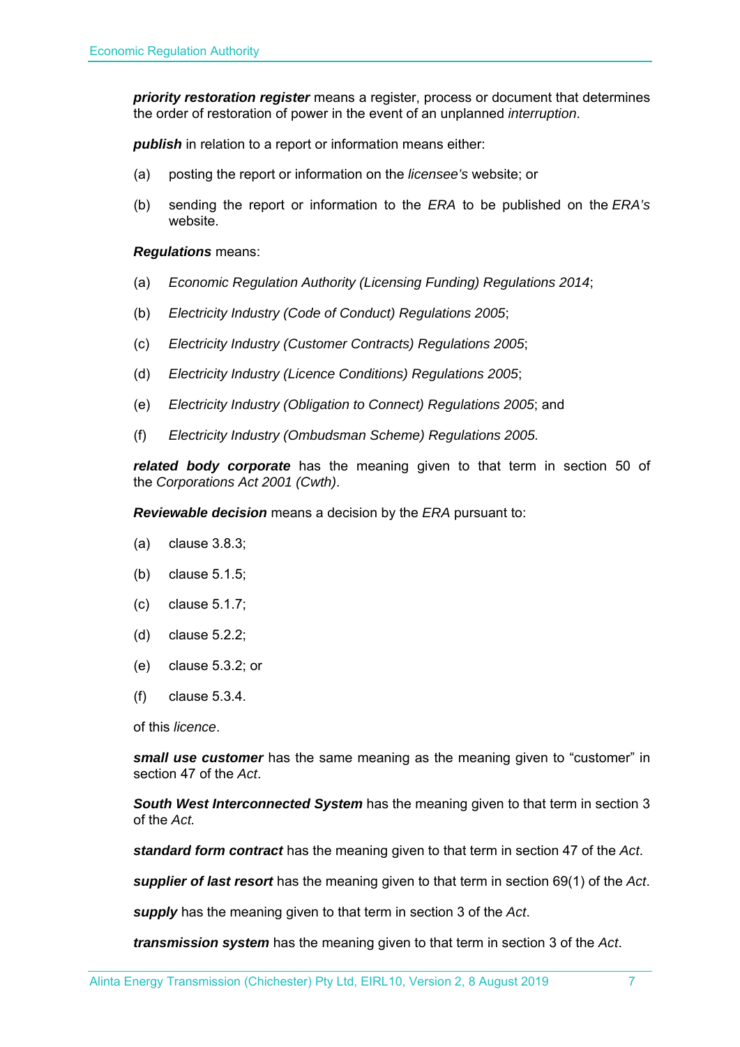***priority restoration register*** means a register, process or document that determines the order of restoration of power in the event of an unplanned *interruption*.

***publish*** in relation to a report or information means either:

(a) posting the report or information on the *licensee's* website; or

(b) sending the report or information to the *ERA* to be published on the *ERA's* website.

***Regulations*** means:

(a) *Economic Regulation Authority (Licensing Funding) Regulations 2014*;

(b) *Electricity Industry (Code of Conduct) Regulations 2005*;

(c) *Electricity Industry (Customer Contracts) Regulations 2005*;

(d) *Electricity Industry (Licence Conditions) Regulations 2005*;

(e) *Electricity Industry (Obligation to Connect) Regulations 2005*; and

(f) *Electricity Industry (Ombudsman Scheme) Regulations 2005.*

***related body corporate*** has the meaning given to that term in section 50 of the *Corporations Act 2001 (Cwth)*.

***Reviewable decision*** means a decision by the *ERA* pursuant to:

(a) clause 3.8.3;

(b) clause 5.1.5;

(c) clause 5.1.7;

(d) clause 5.2.2;

(e) clause 5.3.2; or

(f) clause 5.3.4.

of this *licence*.

***small use customer*** has the same meaning as the meaning given to "customer" in section 47 of the *Act*.

***South West Interconnected System*** has the meaning given to that term in section 3 of the *Act.*

***standard form contract*** has the meaning given to that term in section 47 of the *Act*.

***supplier of last resort*** has the meaning given to that term in section 69(1) of the *Act*.

***supply*** has the meaning given to that term in section 3 of the *Act*.

***transmission system*** has the meaning given to that term in section 3 of the *Act*.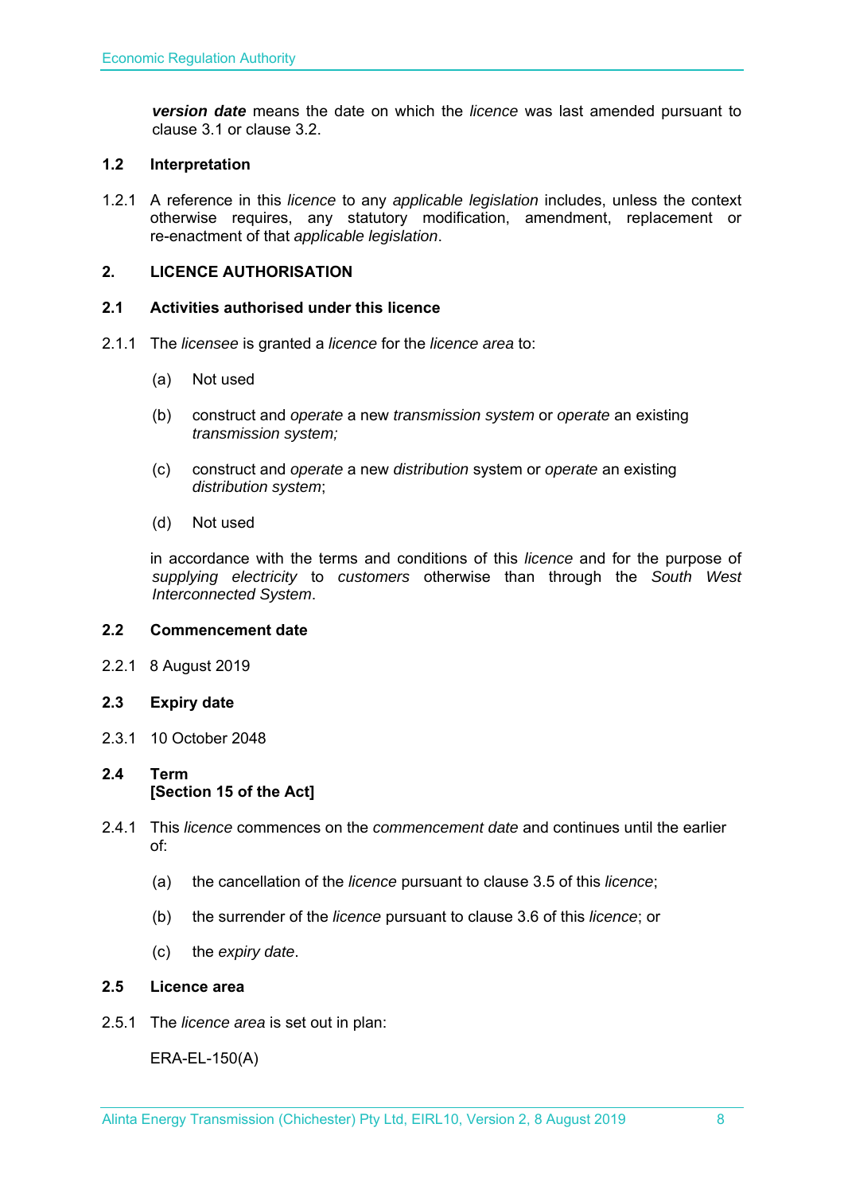***version date*** means the date on which the *licence* was last amended pursuant to clause 3.1 or clause 3.2.

### 1.2 Interpretation

1.2.1 A reference in this *licence* to any *applicable legislation* includes, unless the context otherwise requires, any statutory modification, amendment, replacement or re-enactment of that *applicable legislation*.

## 2. LICENCE AUTHORISATION

### 2.1 Activities authorised under this licence

2.1.1 The *licensee* is granted a *licence* for the *licence area* to:

(a) Not used

(b) construct and *operate* a new *transmission system* or *operate* an existing *transmission system;*

(c) construct and *operate* a new *distribution* system or *operate* an existing *distribution system*;

(d) Not used

in accordance with the terms and conditions of this *licence* and for the purpose of *supplying electricity* to *customers* otherwise than through the *South West Interconnected System*.

### 2.2 Commencement date

2.2.1 8 August 2019

### 2.3 Expiry date

2.3.1 10 October 2048

### 2.4 Term
**[Section 15 of the Act]**

2.4.1 This *licence* commences on the *commencement date* and continues until the earlier of:

(a) the cancellation of the *licence* pursuant to clause 3.5 of this *licence*;

(b) the surrender of the *licence* pursuant to clause 3.6 of this *licence*; or

(c) the *expiry date*.

### 2.5 Licence area

2.5.1 The *licence area* is set out in plan:

ERA-EL-150(A)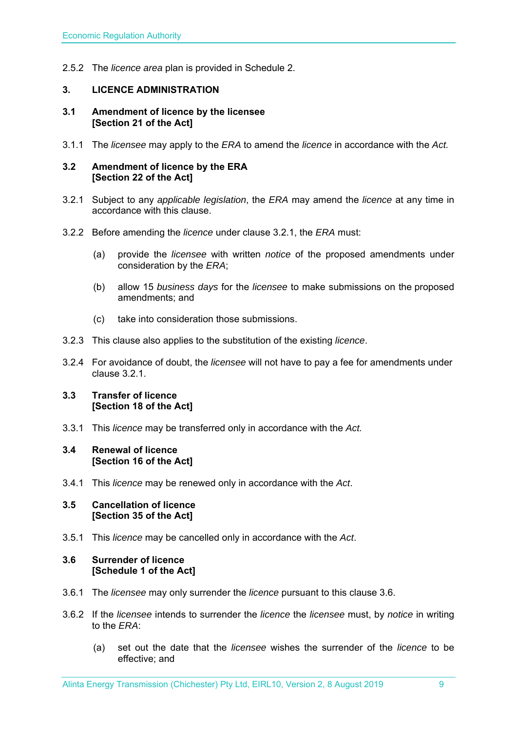2.5.2 The *licence area* plan is provided in Schedule 2.

## 3. LICENCE ADMINISTRATION

### 3.1 Amendment of licence by the licensee [Section 21 of the Act]

3.1.1 The *licensee* may apply to the *ERA* to amend the *licence* in accordance with the *Act.*

### 3.2 Amendment of licence by the ERA [Section 22 of the Act]

3.2.1 Subject to any *applicable legislation*, the *ERA* may amend the *licence* at any time in accordance with this clause.

3.2.2 Before amending the *licence* under clause 3.2.1, the *ERA* must:

(a) provide the *licensee* with written *notice* of the proposed amendments under consideration by the *ERA*;

(b) allow 15 *business days* for the *licensee* to make submissions on the proposed amendments; and

(c) take into consideration those submissions.

3.2.3 This clause also applies to the substitution of the existing *licence*.

3.2.4 For avoidance of doubt, the *licensee* will not have to pay a fee for amendments under clause 3.2.1.

### 3.3 Transfer of licence [Section 18 of the Act]

3.3.1 This *licence* may be transferred only in accordance with the *Act.*

### 3.4 Renewal of licence [Section 16 of the Act]

3.4.1 This *licence* may be renewed only in accordance with the *Act*.

### 3.5 Cancellation of licence [Section 35 of the Act]

3.5.1 This *licence* may be cancelled only in accordance with the *Act*.

### 3.6 Surrender of licence [Schedule 1 of the Act]

3.6.1 The *licensee* may only surrender the *licence* pursuant to this clause 3.6.

3.6.2 If the *licensee* intends to surrender the *licence* the *licensee* must, by *notice* in writing to the *ERA*:

(a) set out the date that the *licensee* wishes the surrender of the *licence* to be effective; and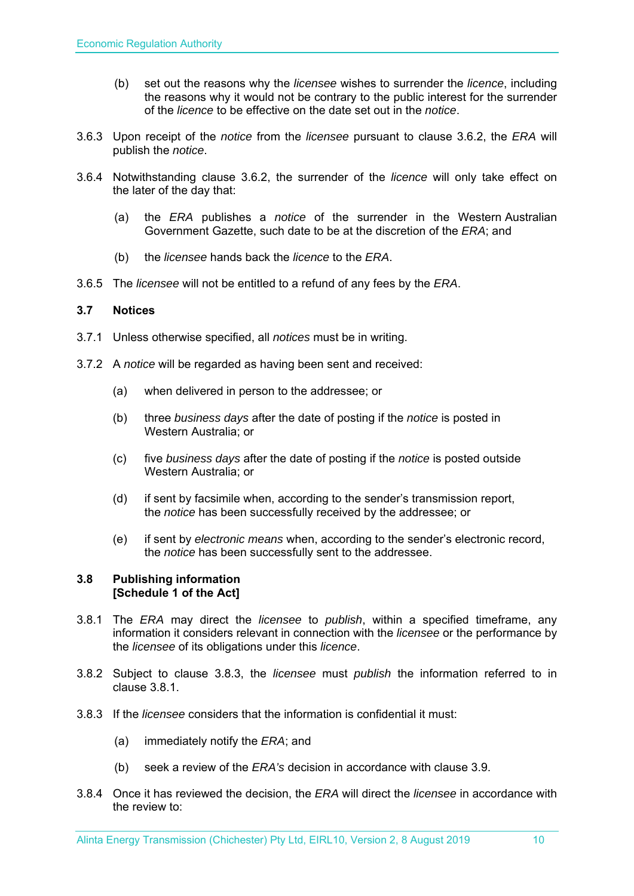(b) set out the reasons why the *licensee* wishes to surrender the *licence*, including the reasons why it would not be contrary to the public interest for the surrender of the *licence* to be effective on the date set out in the *notice*.

3.6.3 Upon receipt of the *notice* from the *licensee* pursuant to clause 3.6.2, the *ERA* will publish the *notice*.

3.6.4 Notwithstanding clause 3.6.2, the surrender of the *licence* will only take effect on the later of the day that:

(a) the *ERA* publishes a *notice* of the surrender in the Western Australian Government Gazette, such date to be at the discretion of the *ERA*; and

(b) the *licensee* hands back the *licence* to the *ERA*.

3.6.5 The *licensee* will not be entitled to a refund of any fees by the *ERA*.

### 3.7 Notices

3.7.1 Unless otherwise specified, all *notices* must be in writing.

3.7.2 A *notice* will be regarded as having been sent and received:

(a) when delivered in person to the addressee; or

(b) three *business days* after the date of posting if the *notice* is posted in Western Australia; or

(c) five *business days* after the date of posting if the *notice* is posted outside Western Australia; or

(d) if sent by facsimile when, according to the sender's transmission report, the *notice* has been successfully received by the addressee; or

(e) if sent by *electronic means* when, according to the sender's electronic record, the *notice* has been successfully sent to the addressee.

### 3.8 Publishing information
**[Schedule 1 of the Act]**

3.8.1 The *ERA* may direct the *licensee* to *publish*, within a specified timeframe, any information it considers relevant in connection with the *licensee* or the performance by the *licensee* of its obligations under this *licence*.

3.8.2 Subject to clause 3.8.3, the *licensee* must *publish* the information referred to in clause 3.8.1.

3.8.3 If the *licensee* considers that the information is confidential it must:

(a) immediately notify the *ERA*; and

(b) seek a review of the *ERA's* decision in accordance with clause 3.9.

3.8.4 Once it has reviewed the decision, the *ERA* will direct the *licensee* in accordance with the review to: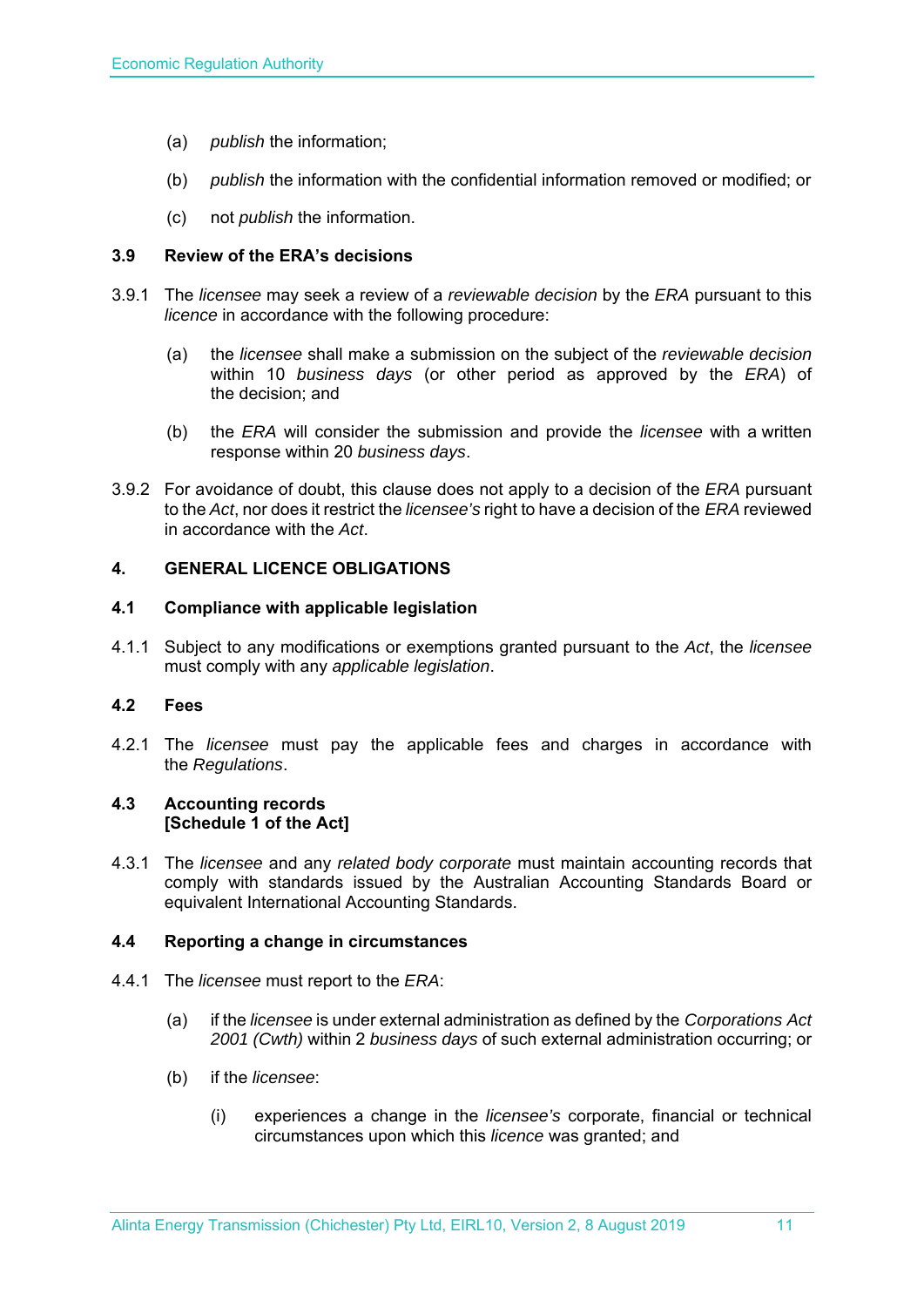(a) *publish* the information;

(b) *publish* the information with the confidential information removed or modified; or

(c) not *publish* the information.

### 3.9 Review of the ERA's decisions

3.9.1 The *licensee* may seek a review of a *reviewable decision* by the *ERA* pursuant to this *licence* in accordance with the following procedure:

(a) the *licensee* shall make a submission on the subject of the *reviewable decision* within 10 *business days* (or other period as approved by the *ERA*) of the decision; and

(b) the *ERA* will consider the submission and provide the *licensee* with a written response within 20 *business days*.

3.9.2 For avoidance of doubt, this clause does not apply to a decision of the *ERA* pursuant to the *Act*, nor does it restrict the *licensee's* right to have a decision of the *ERA* reviewed in accordance with the *Act*.

## 4. GENERAL LICENCE OBLIGATIONS

### 4.1 Compliance with applicable legislation

4.1.1 Subject to any modifications or exemptions granted pursuant to the *Act*, the *licensee* must comply with any *applicable legislation*.

### 4.2 Fees

4.2.1 The *licensee* must pay the applicable fees and charges in accordance with the *Regulations*.

### 4.3 Accounting records [Schedule 1 of the Act]

4.3.1 The *licensee* and any *related body corporate* must maintain accounting records that comply with standards issued by the Australian Accounting Standards Board or equivalent International Accounting Standards.

### 4.4 Reporting a change in circumstances

4.4.1 The *licensee* must report to the *ERA*:

(a) if the *licensee* is under external administration as defined by the *Corporations Act 2001 (Cwth)* within 2 *business days* of such external administration occurring; or

(b) if the *licensee*:

(i) experiences a change in the *licensee's* corporate, financial or technical circumstances upon which this *licence* was granted; and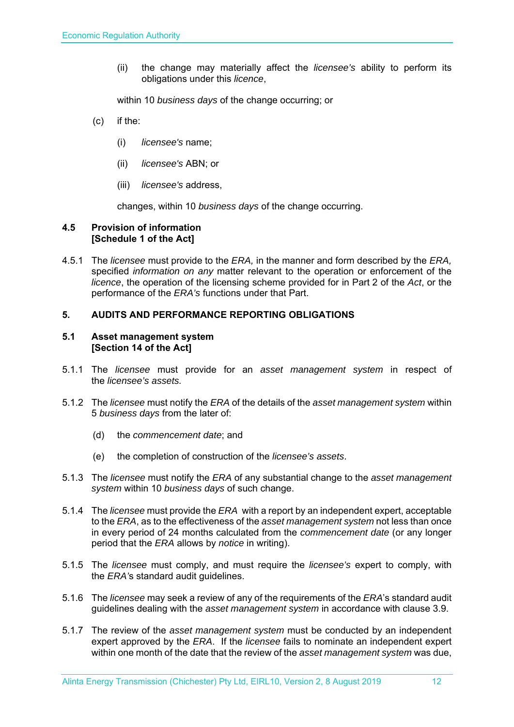(ii) the change may materially affect the *licensee's* ability to perform its obligations under this *licence*,

within 10 *business days* of the change occurring; or

(c) if the:

(i) *licensee's* name;

(ii) *licensee's* ABN; or

(iii) *licensee's* address,

changes, within 10 *business days* of the change occurring.

### 4.5 Provision of information [Schedule 1 of the Act]

4.5.1 The *licensee* must provide to the *ERA,* in the manner and form described by the *ERA,* specified *information on any* matter relevant to the operation or enforcement of the *licence*, the operation of the licensing scheme provided for in Part 2 of the *Act*, or the performance of the *ERA's* functions under that Part.

## 5. AUDITS AND PERFORMANCE REPORTING OBLIGATIONS

### 5.1 Asset management system [Section 14 of the Act]

5.1.1 The *licensee* must provide for an *asset management system* in respect of the *licensee's assets.*

5.1.2 The *licensee* must notify the *ERA* of the details of the *asset management system* within 5 *business days* from the later of:

(d) the *commencement date*; and

(e) the completion of construction of the *licensee's assets*.

5.1.3 The *licensee* must notify the *ERA* of any substantial change to the *asset management system* within 10 *business days* of such change.

5.1.4 The *licensee* must provide the *ERA* with a report by an independent expert, acceptable to the *ERA*, as to the effectiveness of the *asset management system* not less than once in every period of 24 months calculated from the *commencement date* (or any longer period that the *ERA* allows by *notice* in writing).

5.1.5 The *licensee* must comply, and must require the *licensee's* expert to comply, with the *ERA's* standard audit guidelines.

5.1.6 The *licensee* may seek a review of any of the requirements of the *ERA*'s standard audit guidelines dealing with the *asset management system* in accordance with clause 3.9.

5.1.7 The review of the *asset management system* must be conducted by an independent expert approved by the *ERA*. If the *licensee* fails to nominate an independent expert within one month of the date that the review of the *asset management system* was due,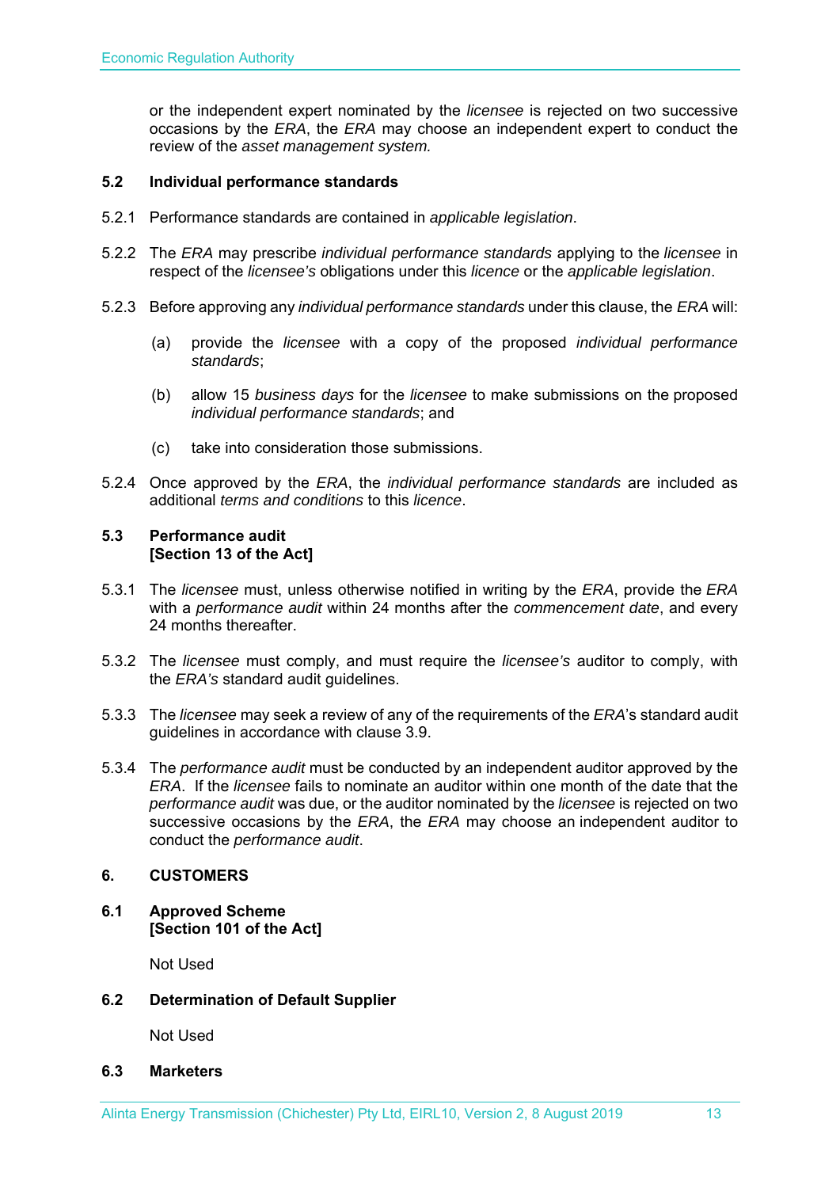or the independent expert nominated by the *licensee* is rejected on two successive occasions by the *ERA*, the *ERA* may choose an independent expert to conduct the review of the *asset management system.*

### 5.2 Individual performance standards

5.2.1 Performance standards are contained in *applicable legislation*.

5.2.2 The *ERA* may prescribe *individual performance standards* applying to the *licensee* in respect of the *licensee's* obligations under this *licence* or the *applicable legislation*.

5.2.3 Before approving any *individual performance standards* under this clause, the *ERA* will:

(a) provide the *licensee* with a copy of the proposed *individual performance standards*;

(b) allow 15 *business days* for the *licensee* to make submissions on the proposed *individual performance standards*; and

(c) take into consideration those submissions.

5.2.4 Once approved by the *ERA*, the *individual performance standards* are included as additional *terms and conditions* to this *licence*.

### 5.3 Performance audit [Section 13 of the Act]

5.3.1 The *licensee* must, unless otherwise notified in writing by the *ERA*, provide the *ERA* with a *performance audit* within 24 months after the *commencement date*, and every 24 months thereafter.

5.3.2 The *licensee* must comply, and must require the *licensee's* auditor to comply, with the *ERA's* standard audit guidelines.

5.3.3 The *licensee* may seek a review of any of the requirements of the *ERA*'s standard audit guidelines in accordance with clause 3.9.

5.3.4 The *performance audit* must be conducted by an independent auditor approved by the *ERA*. If the *licensee* fails to nominate an auditor within one month of the date that the *performance audit* was due, or the auditor nominated by the *licensee* is rejected on two successive occasions by the *ERA*, the *ERA* may choose an independent auditor to conduct the *performance audit*.

## 6. CUSTOMERS

### 6.1 Approved Scheme [Section 101 of the Act]

Not Used

### 6.2 Determination of Default Supplier

Not Used

### 6.3 Marketers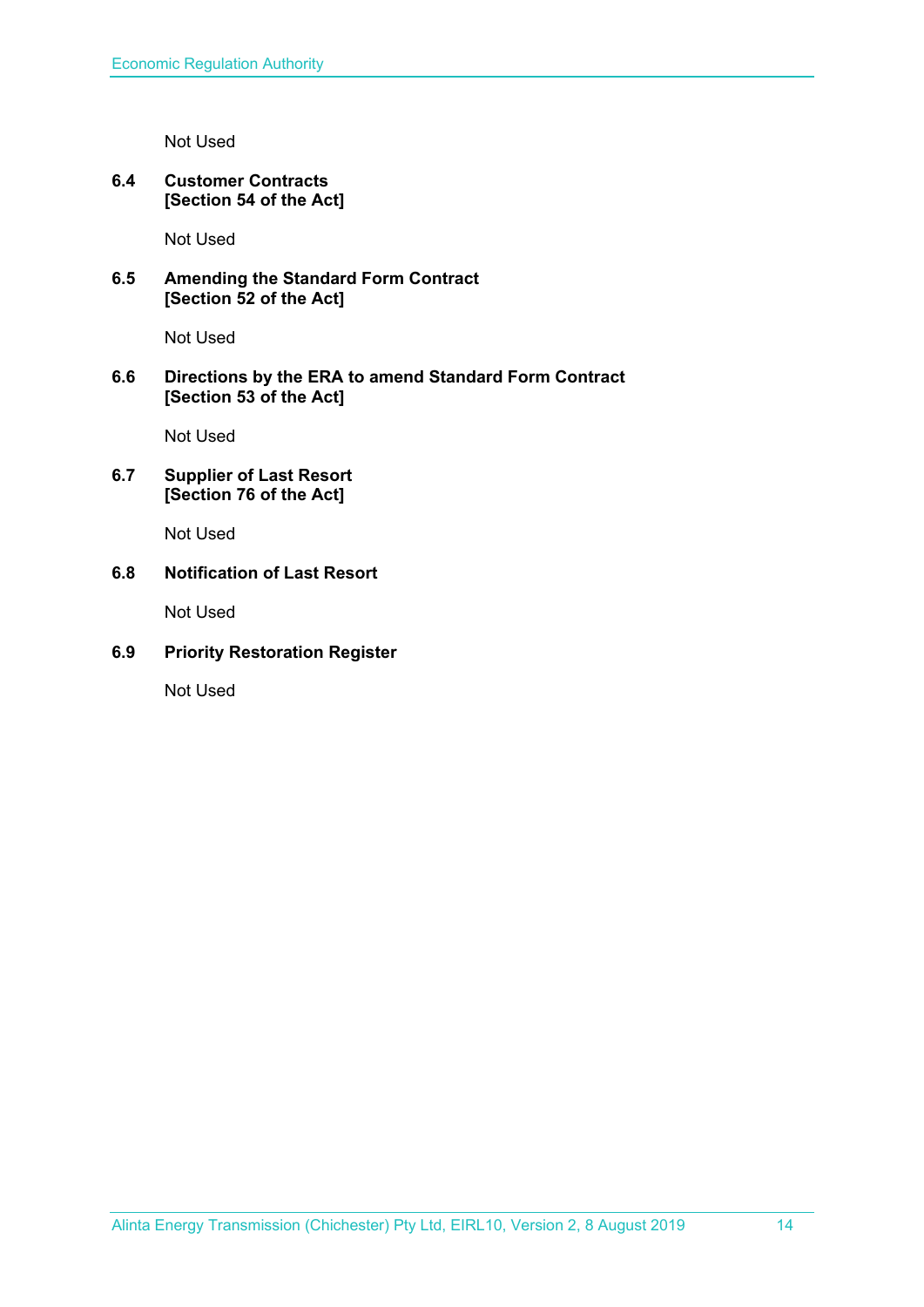Not Used

### 6.4 Customer Contracts [Section 54 of the Act]

Not Used

### 6.5 Amending the Standard Form Contract [Section 52 of the Act]

Not Used

### 6.6 Directions by the ERA to amend Standard Form Contract [Section 53 of the Act]

Not Used

### 6.7 Supplier of Last Resort [Section 76 of the Act]

Not Used

### 6.8 Notification of Last Resort

Not Used

### 6.9 Priority Restoration Register

Not Used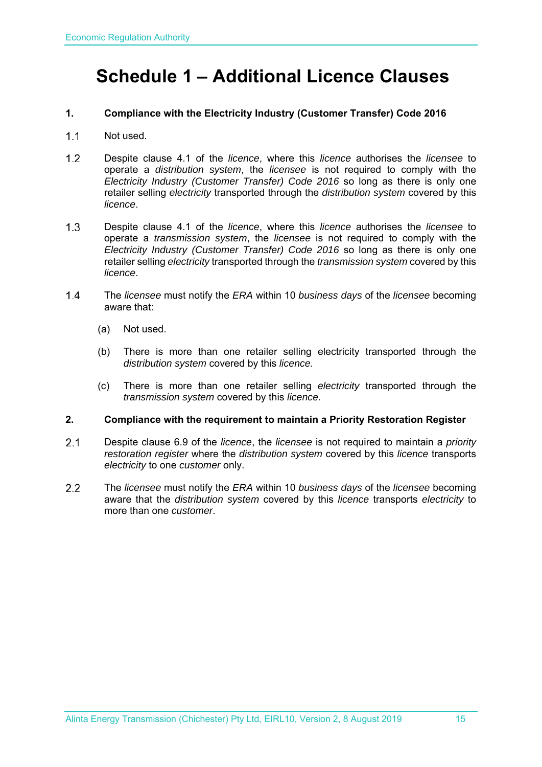# Schedule 1 – Additional Licence Clauses

**1. Compliance with the Electricity Industry (Customer Transfer) Code 2016**

1.1 Not used.

1.2 Despite clause 4.1 of the *licence*, where this *licence* authorises the *licensee* to operate a *distribution system*, the *licensee* is not required to comply with the *Electricity Industry (Customer Transfer) Code 2016* so long as there is only one retailer selling *electricity* transported through the *distribution system* covered by this *licence*.

1.3 Despite clause 4.1 of the *licence*, where this *licence* authorises the *licensee* to operate a *transmission system*, the *licensee* is not required to comply with the *Electricity Industry (Customer Transfer) Code 2016* so long as there is only one retailer selling *electricity* transported through the *transmission system* covered by this *licence*.

1.4 The *licensee* must notify the *ERA* within 10 *business days* of the *licensee* becoming aware that:

(a) Not used.

(b) There is more than one retailer selling electricity transported through the *distribution system* covered by this *licence.*

(c) There is more than one retailer selling *electricity* transported through the *transmission system* covered by this *licence.*

**2. Compliance with the requirement to maintain a Priority Restoration Register**

2.1 Despite clause 6.9 of the *licence*, the *licensee* is not required to maintain a *priority restoration register* where the *distribution system* covered by this *licence* transports *electricity* to one *customer* only.

2.2 The *licensee* must notify the *ERA* within 10 *business days* of the *licensee* becoming aware that the *distribution system* covered by this *licence* transports *electricity* to more than one *customer*.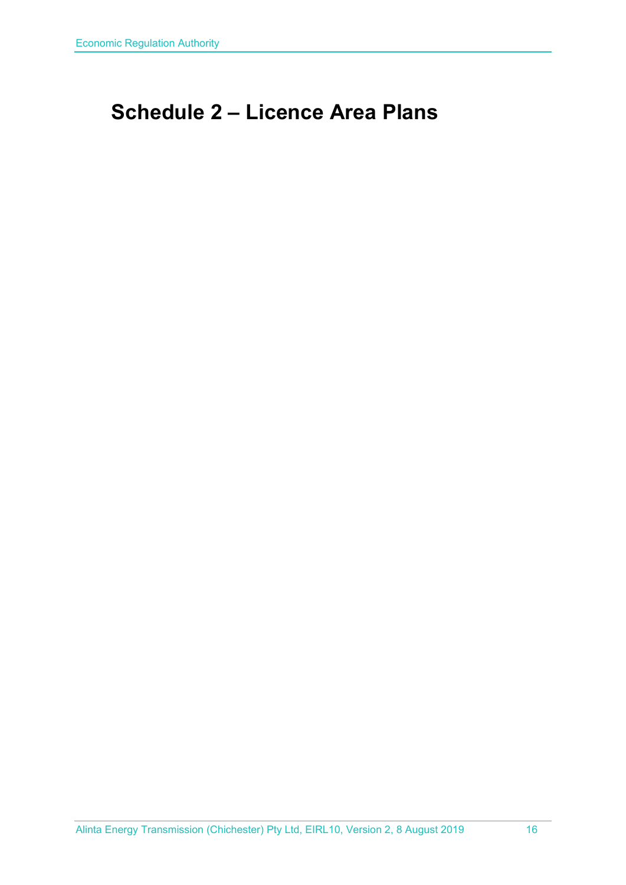# Schedule 2 – Licence Area Plans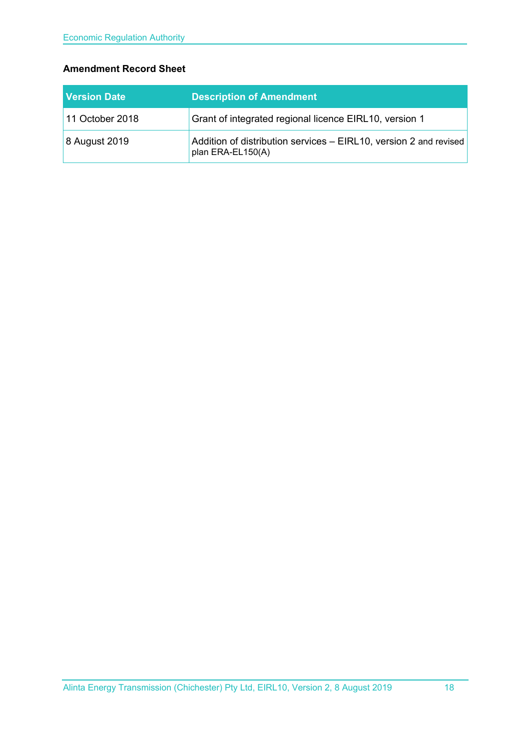**Amendment Record Sheet**

| Version Date | Description of Amendment |
| --- | --- |
| 11 October 2018 | Grant of integrated regional licence EIRL10, version 1 |
| 8 August 2019 | Addition of distribution services – EIRL10, version 2 and revised plan ERA-EL150(A) |